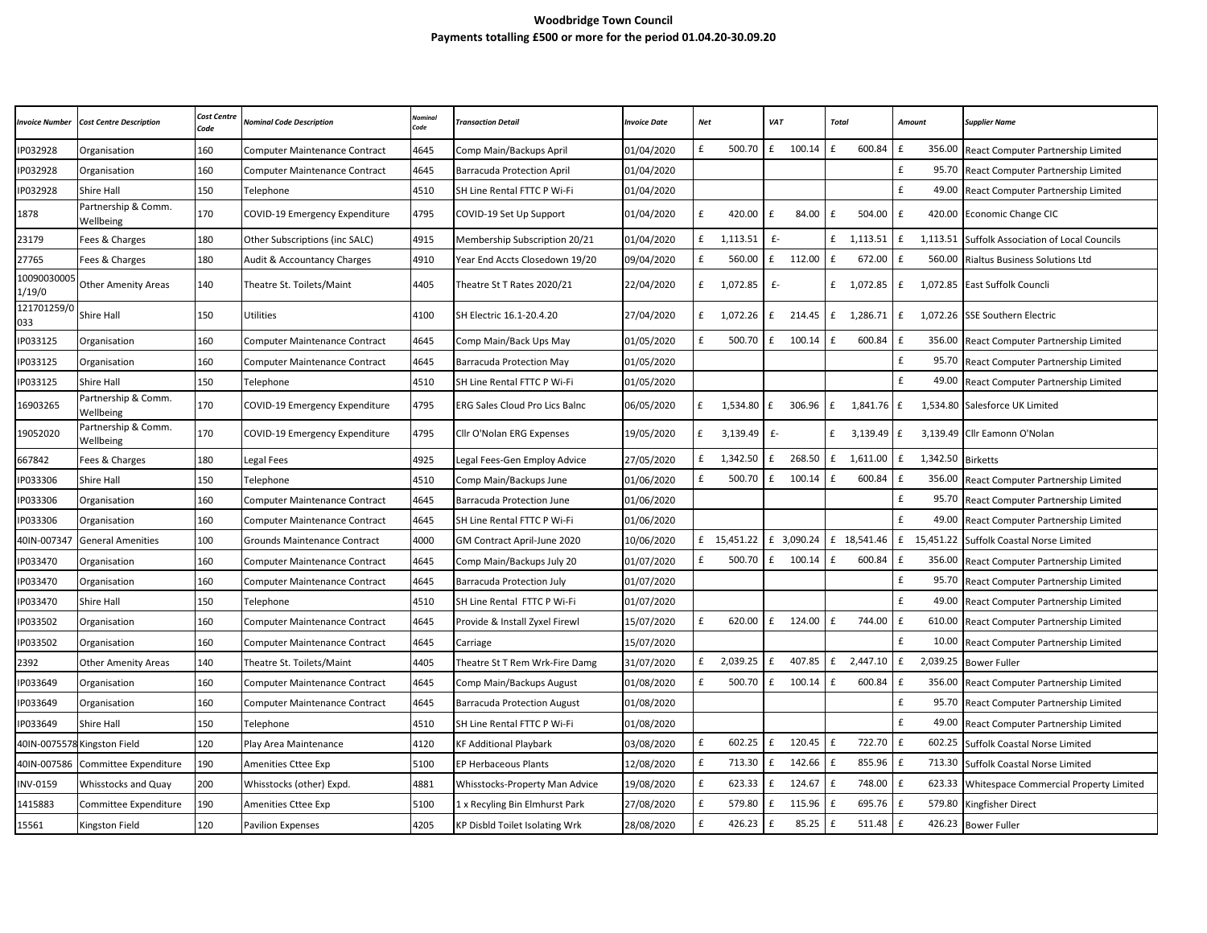# Woodbridge Town Council
## Payments totalling £500 or more for the period 01.04.20-30.09.20

| Invoice Number | Cost Centre Description | Cost Centre Code | Nominal Code Description | Nominal Code | Transaction Detail | Invoice Date | Net | VAT | Total | Amount | Supplier Name |
|---|---|---|---|---|---|---|---|---|---|---|---|
| IP032928 | Organisation | 160 | Computer Maintenance Contract | 4645 | Comp Main/Backups April | 01/04/2020 | £ 500.70 | £ 100.14 | £ 600.84 | £ 356.00 | React Computer Partnership Limited |
| IP032928 | Organisation | 160 | Computer Maintenance Contract | 4645 | Barracuda Protection April | 01/04/2020 | | | | £ 95.70 | React Computer Partnership Limited |
| IP032928 | Shire Hall | 150 | Telephone | 4510 | SH Line Rental FTTC P Wi-Fi | 01/04/2020 | | | | £ 49.00 | React Computer Partnership Limited |
| 1878 | Partnership & Comm. Wellbeing | 170 | COVID-19 Emergency Expenditure | 4795 | COVID-19 Set Up Support | 01/04/2020 | £ 420.00 | £ 84.00 | £ 504.00 | £ 420.00 | Economic Change CIC |
| 23179 | Fees & Charges | 180 | Other Subscriptions (inc SALC) | 4915 | Membership Subscription 20/21 | 01/04/2020 | £ 1,113.51 | £- | £ 1,113.51 | £ 1,113.51 | Suffolk Association of Local Councils |
| 27765 | Fees & Charges | 180 | Audit & Accountancy Charges | 4910 | Year End Accts Closedown 19/20 | 09/04/2020 | £ 560.00 | £ 112.00 | £ 672.00 | £ 560.00 | Rialtus Business Solutions Ltd |
| 10090030005 1/19/0 | Other Amenity Areas | 140 | Theatre St. Toilets/Maint | 4405 | Theatre St T Rates 2020/21 | 22/04/2020 | £ 1,072.85 | £- | £ 1,072.85 | £ 1,072.85 | East Suffolk Councli |
| 121701259/0 033 | Shire Hall | 150 | Utilities | 4100 | SH Electric 16.1-20.4.20 | 27/04/2020 | £ 1,072.26 | £ 214.45 | £ 1,286.71 | £ 1,072.26 | SSE Southern Electric |
| IP033125 | Organisation | 160 | Computer Maintenance Contract | 4645 | Comp Main/Back Ups May | 01/05/2020 | £ 500.70 | £ 100.14 | £ 600.84 | £ 356.00 | React Computer Partnership Limited |
| IP033125 | Organisation | 160 | Computer Maintenance Contract | 4645 | Barracuda Protection May | 01/05/2020 | | | | £ 95.70 | React Computer Partnership Limited |
| IP033125 | Shire Hall | 150 | Telephone | 4510 | SH Line Rental FTTC P Wi-Fi | 01/05/2020 | | | | £ 49.00 | React Computer Partnership Limited |
| 16903265 | Partnership & Comm. Wellbeing | 170 | COVID-19 Emergency Expenditure | 4795 | ERG Sales Cloud Pro Lics Balnc | 06/05/2020 | £ 1,534.80 | £ 306.96 | £ 1,841.76 | £ 1,534.80 | Salesforce UK Limited |
| 19052020 | Partnership & Comm. Wellbeing | 170 | COVID-19 Emergency Expenditure | 4795 | Cllr O'Nolan ERG Expenses | 19/05/2020 | £ 3,139.49 | £- | £ 3,139.49 | £ 3,139.49 | Cllr Eamonn O'Nolan |
| 667842 | Fees & Charges | 180 | Legal Fees | 4925 | Legal Fees-Gen Employ Advice | 27/05/2020 | £ 1,342.50 | £ 268.50 | £ 1,611.00 | £ 1,342.50 | Birketts |
| IP033306 | Shire Hall | 150 | Telephone | 4510 | Comp Main/Backups June | 01/06/2020 | £ 500.70 | £ 100.14 | £ 600.84 | £ 356.00 | React Computer Partnership Limited |
| IP033306 | Organisation | 160 | Computer Maintenance Contract | 4645 | Barracuda Protection June | 01/06/2020 | | | | £ 95.70 | React Computer Partnership Limited |
| IP033306 | Organisation | 160 | Computer Maintenance Contract | 4645 | SH Line Rental FTTC P Wi-Fi | 01/06/2020 | | | | £ 49.00 | React Computer Partnership Limited |
| 40IN-007347 | General Amenities | 100 | Grounds Maintenance Contract | 4000 | GM Contract April-June 2020 | 10/06/2020 | £ 15,451.22 | £ 3,090.24 | £ 18,541.46 | £ 15,451.22 | Suffolk Coastal Norse Limited |
| IP033470 | Organisation | 160 | Computer Maintenance Contract | 4645 | Comp Main/Backups July 20 | 01/07/2020 | £ 500.70 | £ 100.14 | £ 600.84 | £ 356.00 | React Computer Partnership Limited |
| IP033470 | Organisation | 160 | Computer Maintenance Contract | 4645 | Barracuda Protection July | 01/07/2020 | | | | £ 95.70 | React Computer Partnership Limited |
| IP033470 | Shire Hall | 150 | Telephone | 4510 | SH Line Rental FTTC P Wi-Fi | 01/07/2020 | | | | £ 49.00 | React Computer Partnership Limited |
| IP033502 | Organisation | 160 | Computer Maintenance Contract | 4645 | Provide & Install Zyxel Firewl | 15/07/2020 | £ 620.00 | £ 124.00 | £ 744.00 | £ 610.00 | React Computer Partnership Limited |
| IP033502 | Organisation | 160 | Computer Maintenance Contract | 4645 | Carriage | 15/07/2020 | | | | £ 10.00 | React Computer Partnership Limited |
| 2392 | Other Amenity Areas | 140 | Theatre St. Toilets/Maint | 4405 | Theatre St T Rem Wrk-Fire Damg | 31/07/2020 | £ 2,039.25 | £ 407.85 | £ 2,447.10 | £ 2,039.25 | Bower Fuller |
| IP033649 | Organisation | 160 | Computer Maintenance Contract | 4645 | Comp Main/Backups August | 01/08/2020 | £ 500.70 | £ 100.14 | £ 600.84 | £ 356.00 | React Computer Partnership Limited |
| IP033649 | Organisation | 160 | Computer Maintenance Contract | 4645 | Barracuda Protection August | 01/08/2020 | | | | £ 95.70 | React Computer Partnership Limited |
| IP033649 | Shire Hall | 150 | Telephone | 4510 | SH Line Rental FTTC P Wi-Fi | 01/08/2020 | | | | £ 49.00 | React Computer Partnership Limited |
| 40IN-0075578 | Kingston Field | 120 | Play Area Maintenance | 4120 | KF Additional Playbark | 03/08/2020 | £ 602.25 | £ 120.45 | £ 722.70 | £ 602.25 | Suffolk Coastal Norse Limited |
| 40IN-007586 | Committee Expenditure | 190 | Amenities Cttee Exp | 5100 | EP Herbaceous Plants | 12/08/2020 | £ 713.30 | £ 142.66 | £ 855.96 | £ 713.30 | Suffolk Coastal Norse Limited |
| INV-0159 | Whisstocks and Quay | 200 | Whisstocks (other) Expd. | 4881 | Whisstocks-Property Man Advice | 19/08/2020 | £ 623.33 | £ 124.67 | £ 748.00 | £ 623.33 | Whitespace Commercial Property Limited |
| 1415883 | Committee Expenditure | 190 | Amenities Cttee Exp | 5100 | 1 x Recyling Bin Elmhurst Park | 27/08/2020 | £ 579.80 | £ 115.96 | £ 695.76 | £ 579.80 | Kingfisher Direct |
| 15561 | Kingston Field | 120 | Pavilion Expenses | 4205 | KP Disbld Toilet Isolating Wrk | 28/08/2020 | £ 426.23 | £ 85.25 | £ 511.48 | £ 426.23 | Bower Fuller |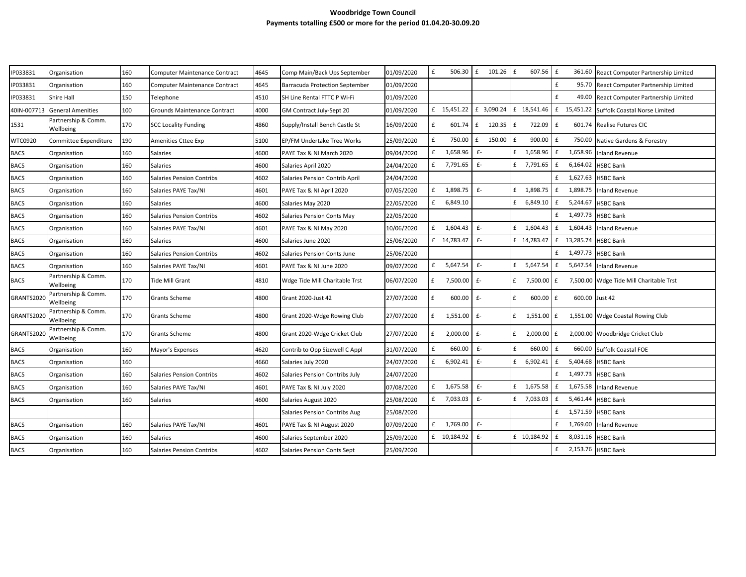**Woodbridge Town Council**
**Payments totalling £500 or more for the period 01.04.20-30.09.20**

| | | | | | | | | | | | |
|---|---|---|---|---|---|---|---|---|---|---|---|
| IP033831 | Organisation | 160 | Computer Maintenance Contract | 4645 | Comp Main/Back Ups September | 01/09/2020 | £ 506.30 | £ 101.26 | £ 607.56 | £ 361.60 | React Computer Partnership Limited |
| IP033831 | Organisation | 160 | Computer Maintenance Contract | 4645 | Barracuda Protection September | 01/09/2020 | | | | £ 95.70 | React Computer Partnership Limited |
| IP033831 | Shire Hall | 150 | Telephone | 4510 | SH Line Rental FTTC P Wi-Fi | 01/09/2020 | | | | £ 49.00 | React Computer Partnership Limited |
| 40IN-007713 | General Amenities | 100 | Grounds Maintenance Contract | 4000 | GM Contract July-Sept 20 | 01/09/2020 | £ 15,451.22 | £ 3,090.24 | £ 18,541.46 | £ 15,451.22 | Suffolk Coastal Norse Limited |
| 1531 | Partnership & Comm. Wellbeing | 170 | SCC Locality Funding | 4860 | Supply/Install Bench Castle St | 16/09/2020 | £ 601.74 | £ 120.35 | £ 722.09 | £ 601.74 | Realise Futures CIC |
| WTC0920 | Committee Expenditure | 190 | Amenities Cttee Exp | 5100 | EP/FM Undertake Tree Works | 25/09/2020 | £ 750.00 | £ 150.00 | £ 900.00 | £ 750.00 | Native Gardens & Forestry |
| BACS | Organisation | 160 | Salaries | 4600 | PAYE Tax & NI March 2020 | 09/04/2020 | £ 1,658.96 | £- | £ 1,658.96 | £ 1,658.96 | Inland Revenue |
| BACS | Organisation | 160 | Salaries | 4600 | Salaries April 2020 | 24/04/2020 | £ 7,791.65 | £- | £ 7,791.65 | £ 6,164.02 | HSBC Bank |
| BACS | Organisation | 160 | Salaries Pension Contribs | 4602 | Salaries Pension Contrib April | 24/04/2020 | | | | £ 1,627.63 | HSBC Bank |
| BACS | Organisation | 160 | Salaries PAYE Tax/NI | 4601 | PAYE Tax & NI April 2020 | 07/05/2020 | £ 1,898.75 | £- | £ 1,898.75 | £ 1,898.75 | Inland Revenue |
| BACS | Organisation | 160 | Salaries | 4600 | Salaries May 2020 | 22/05/2020 | £ 6,849.10 | | £ 6,849.10 | £ 5,244.67 | HSBC Bank |
| BACS | Organisation | 160 | Salaries Pension Contribs | 4602 | Salaries Pension Conts May | 22/05/2020 | | | | £ 1,497.73 | HSBC Bank |
| BACS | Organisation | 160 | Salaries PAYE Tax/NI | 4601 | PAYE Tax & NI May 2020 | 10/06/2020 | £ 1,604.43 | £- | £ 1,604.43 | £ 1,604.43 | Inland Revenue |
| BACS | Organisation | 160 | Salaries | 4600 | Salaries June 2020 | 25/06/2020 | £ 14,783.47 | £- | £ 14,783.47 | £ 13,285.74 | HSBC Bank |
| BACS | Organisation | 160 | Salaries Pension Contribs | 4602 | Salaries Pension Conts June | 25/06/2020 | | | | £ 1,497.73 | HSBC Bank |
| BACS | Organisation | 160 | Salaries PAYE Tax/NI | 4601 | PAYE Tax & NI June 2020 | 09/07/2020 | £ 5,647.54 | £- | £ 5,647.54 | £ 5,647.54 | Inland Revenue |
| BACS | Partnership & Comm. Wellbeing | 170 | Tide Mill Grant | 4810 | Wdge Tide Mill Charitable Trst | 06/07/2020 | £ 7,500.00 | £- | £ 7,500.00 | £ 7,500.00 | Wdge Tide Mill Charitable Trst |
| GRANTS2020 | Partnership & Comm. Wellbeing | 170 | Grants Scheme | 4800 | Grant 2020-Just 42 | 27/07/2020 | £ 600.00 | £- | £ 600.00 | £ 600.00 | Just 42 |
| GRANTS2020 | Partnership & Comm. Wellbeing | 170 | Grants Scheme | 4800 | Grant 2020-Wdge Rowing Club | 27/07/2020 | £ 1,551.00 | £- | £ 1,551.00 | £ 1,551.00 | Wdge Coastal Rowing Club |
| GRANTS2020 | Partnership & Comm. Wellbeing | 170 | Grants Scheme | 4800 | Grant 2020-Wdge Cricket Club | 27/07/2020 | £ 2,000.00 | £- | £ 2,000.00 | £ 2,000.00 | Woodbridge Cricket Club |
| BACS | Organisation | 160 | Mayor's Expenses | 4620 | Contrib to Opp Sizewell C Appl | 31/07/2020 | £ 660.00 | £- | £ 660.00 | £ 660.00 | Suffolk Coastal FOE |
| BACS | Organisation | 160 | | 4660 | Salaries July 2020 | 24/07/2020 | £ 6,902.41 | £- | £ 6,902.41 | £ 5,404.68 | HSBC Bank |
| BACS | Organisation | 160 | Salaries Pension Contribs | 4602 | Salaries Pension Contribs July | 24/07/2020 | | | | £ 1,497.73 | HSBC Bank |
| BACS | Organisation | 160 | Salaries PAYE Tax/NI | 4601 | PAYE Tax & NI July 2020 | 07/08/2020 | £ 1,675.58 | £- | £ 1,675.58 | £ 1,675.58 | Inland Revenue |
| BACS | Organisation | 160 | Salaries | 4600 | Salaries August 2020 | 25/08/2020 | £ 7,033.03 | £- | £ 7,033.03 | £ 5,461.44 | HSBC Bank |
| | | | | | Salaries Pension Contribs Aug | 25/08/2020 | | | | £ 1,571.59 | HSBC Bank |
| BACS | Organisation | 160 | Salaries PAYE Tax/NI | 4601 | PAYE Tax & NI August 2020 | 07/09/2020 | £ 1,769.00 | £- | | £ 1,769.00 | Inland Revenue |
| BACS | Organisation | 160 | Salaries | 4600 | Salaries September 2020 | 25/09/2020 | £ 10,184.92 | £- | £ 10,184.92 | £ 8,031.16 | HSBC Bank |
| BACS | Organisation | 160 | Salaries Pension Contribs | 4602 | Salaries Pension Conts Sept | 25/09/2020 | | | | £ 2,153.76 | HSBC Bank |